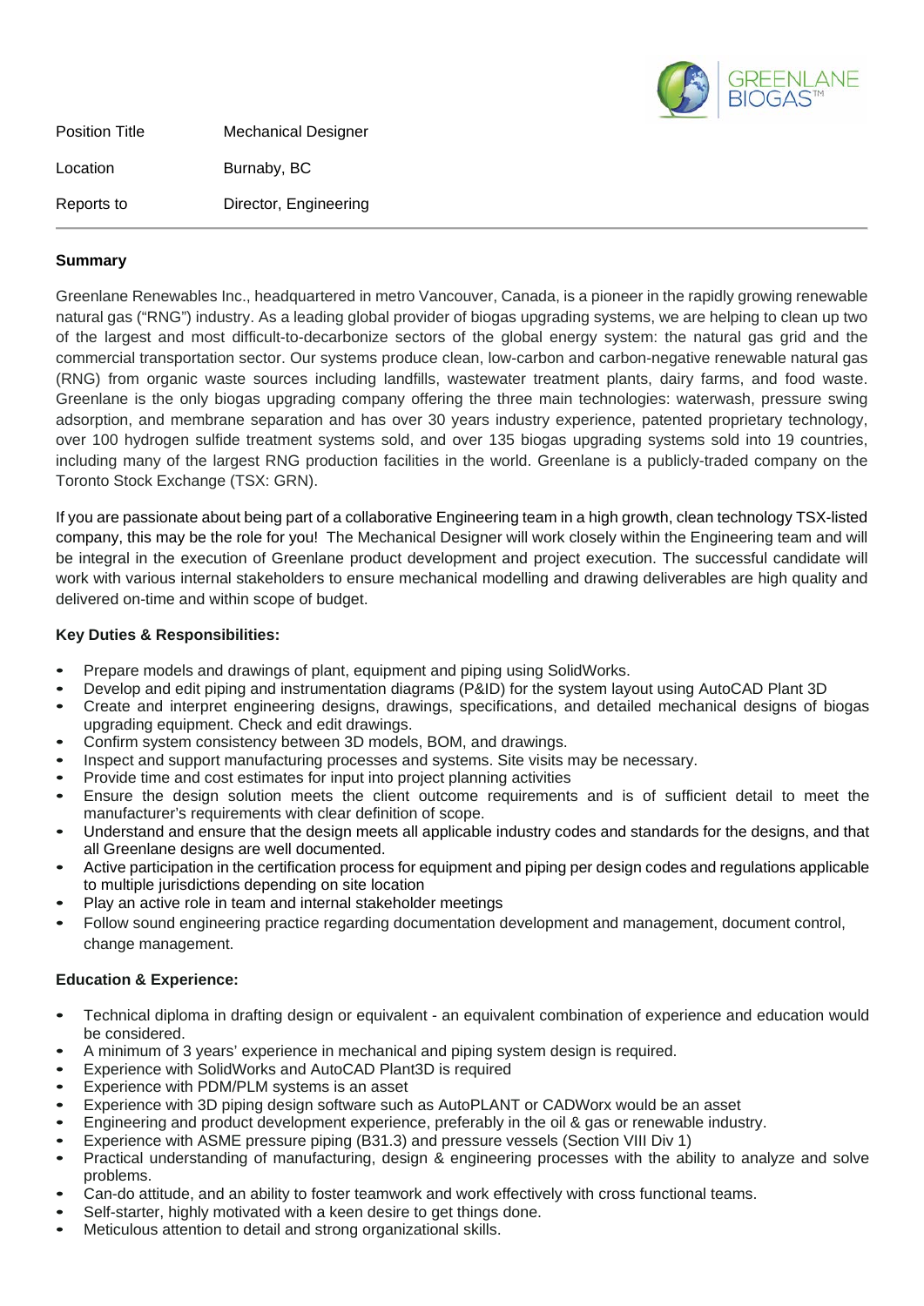GREENLANE BIOGAS™

| | |
|---|---|
| Position Title | Mechanical Designer |
| Location | Burnaby, BC |
| Reports to | Director, Engineering |

## Summary

Greenlane Renewables Inc., headquartered in metro Vancouver, Canada, is a pioneer in the rapidly growing renewable natural gas ("RNG") industry. As a leading global provider of biogas upgrading systems, we are helping to clean up two of the largest and most difficult-to-decarbonize sectors of the global energy system: the natural gas grid and the commercial transportation sector. Our systems produce clean, low-carbon and carbon-negative renewable natural gas (RNG) from organic waste sources including landfills, wastewater treatment plants, dairy farms, and food waste. Greenlane is the only biogas upgrading company offering the three main technologies: waterwash, pressure swing adsorption, and membrane separation and has over 30 years industry experience, patented proprietary technology, over 100 hydrogen sulfide treatment systems sold, and over 135 biogas upgrading systems sold into 19 countries, including many of the largest RNG production facilities in the world. Greenlane is a publicly-traded company on the Toronto Stock Exchange (TSX: GRN).

If you are passionate about being part of a collaborative Engineering team in a high growth, clean technology TSX-listed company, this may be the role for you! The Mechanical Designer will work closely within the Engineering team and will be integral in the execution of Greenlane product development and project execution. The successful candidate will work with various internal stakeholders to ensure mechanical modelling and drawing deliverables are high quality and delivered on-time and within scope of budget.

## Key Duties & Responsibilities:

- Prepare models and drawings of plant, equipment and piping using SolidWorks.
- Develop and edit piping and instrumentation diagrams (P&ID) for the system layout using AutoCAD Plant 3D
- Create and interpret engineering designs, drawings, specifications, and detailed mechanical designs of biogas upgrading equipment. Check and edit drawings.
- Confirm system consistency between 3D models, BOM, and drawings.
- Inspect and support manufacturing processes and systems. Site visits may be necessary.
- Provide time and cost estimates for input into project planning activities
- Ensure the design solution meets the client outcome requirements and is of sufficient detail to meet the manufacturer's requirements with clear definition of scope.
- Understand and ensure that the design meets all applicable industry codes and standards for the designs, and that all Greenlane designs are well documented.
- Active participation in the certification process for equipment and piping per design codes and regulations applicable to multiple jurisdictions depending on site location
- Play an active role in team and internal stakeholder meetings
- Follow sound engineering practice regarding documentation development and management, document control, change management.

## Education & Experience:

- Technical diploma in drafting design or equivalent - an equivalent combination of experience and education would be considered.
- A minimum of 3 years' experience in mechanical and piping system design is required.
- Experience with SolidWorks and AutoCAD Plant3D is required
- Experience with PDM/PLM systems is an asset
- Experience with 3D piping design software such as AutoPLANT or CADWorx would be an asset
- Engineering and product development experience, preferably in the oil & gas or renewable industry.
- Experience with ASME pressure piping (B31.3) and pressure vessels (Section VIII Div 1)
- Practical understanding of manufacturing, design & engineering processes with the ability to analyze and solve problems.
- Can-do attitude, and an ability to foster teamwork and work effectively with cross functional teams.
- Self-starter, highly motivated with a keen desire to get things done.
- Meticulous attention to detail and strong organizational skills.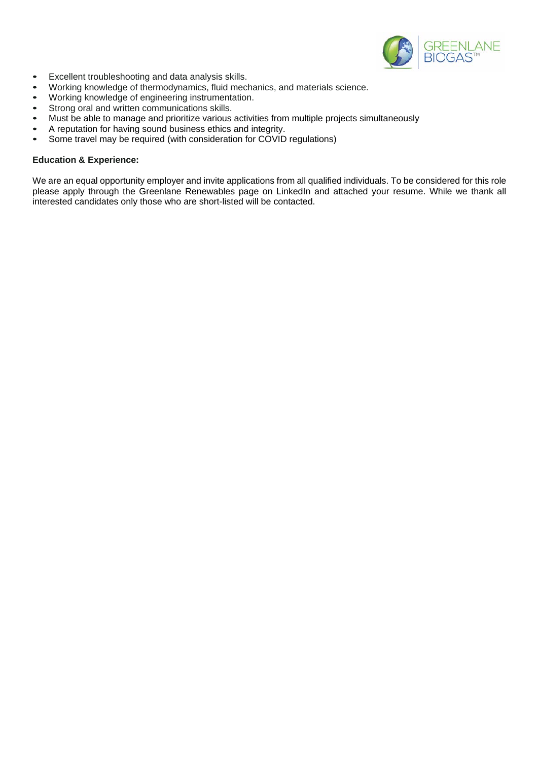- Excellent troubleshooting and data analysis skills.
- Working knowledge of thermodynamics, fluid mechanics, and materials science.
- Working knowledge of engineering instrumentation.
- Strong oral and written communications skills.
- Must be able to manage and prioritize various activities from multiple projects simultaneously
- A reputation for having sound business ethics and integrity.
- Some travel may be required (with consideration for COVID regulations)

**Education & Experience:**

We are an equal opportunity employer and invite applications from all qualified individuals. To be considered for this role please apply through the Greenlane Renewables page on LinkedIn and attached your resume. While we thank all interested candidates only those who are short-listed will be contacted.